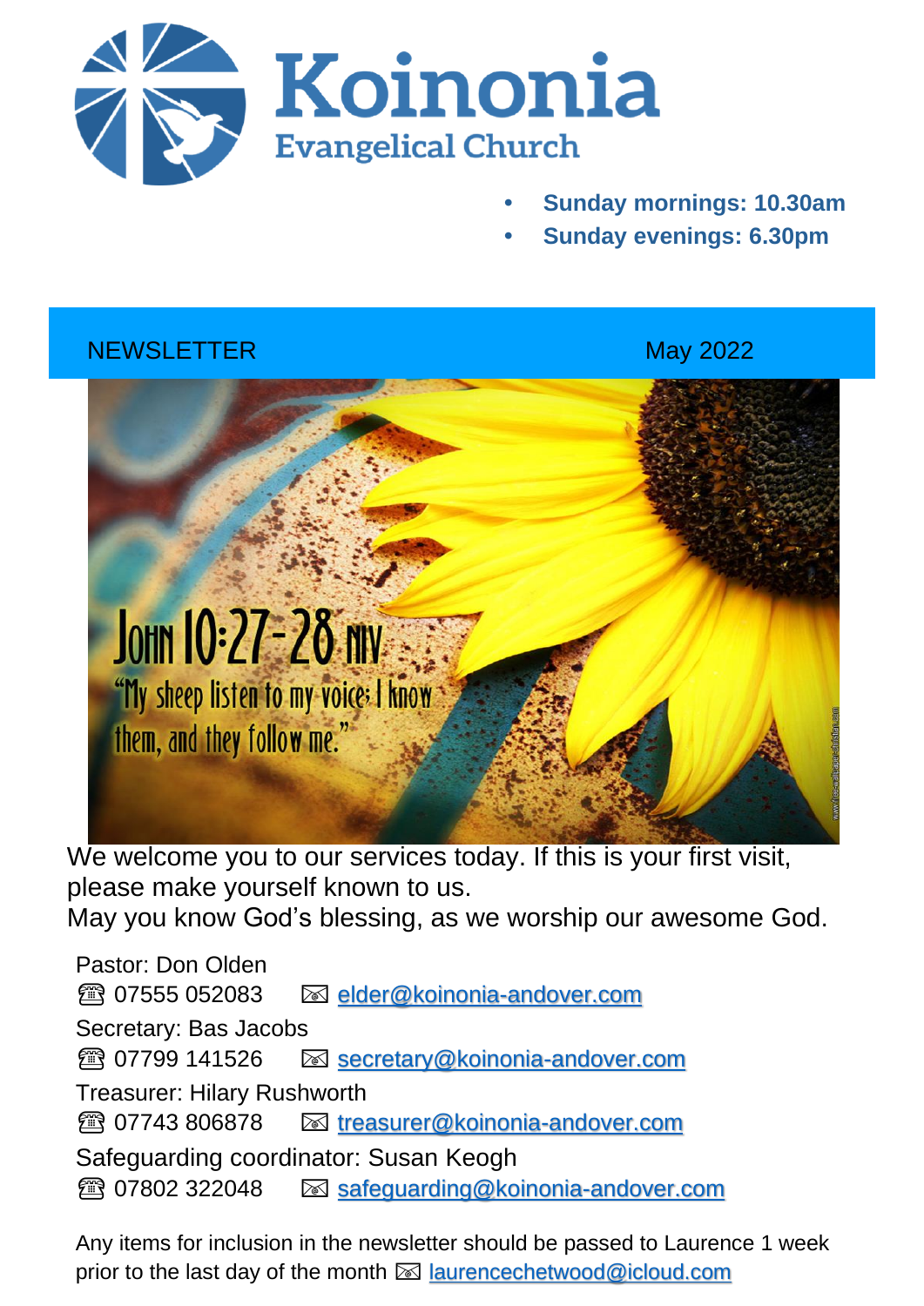# Koinonia

## Evangelical Church

- **Sunday mornings: 10.30am**
- **Sunday evenings: 6.30pm**

NEWSLETTER May 2022

John 10:27-28 NIV

"My sheep listen to my voice; I know them, and they follow me."

We welcome you to our services today. If this is your first visit, please make yourself known to us.
May you know God's blessing, as we worship our awesome God.

Pastor: Don Olden
☎ 07555 052083 ✉ elder@koinonia-andover.com

Secretary: Bas Jacobs
☎ 07799 141526 ✉ secretary@koinonia-andover.com

Treasurer: Hilary Rushworth
☎ 07743 806878 ✉ treasurer@koinonia-andover.com

Safeguarding coordinator: Susan Keogh
☎ 07802 322048 ✉ safeguarding@koinonia-andover.com

Any items for inclusion in the newsletter should be passed to Laurence 1 week prior to the last day of the month ✉ laurencechetwood@icloud.com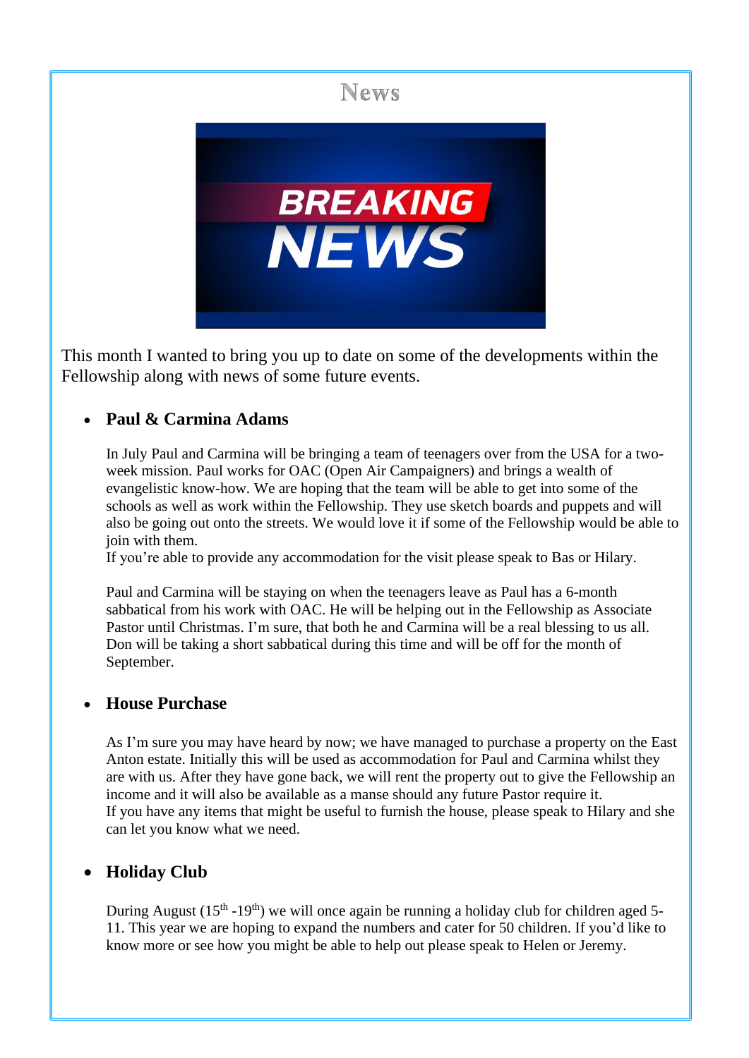# News

This month I wanted to bring you up to date on some of the developments within the Fellowship along with news of some future events.

- **Paul & Carmina Adams**

  In July Paul and Carmina will be bringing a team of teenagers over from the USA for a two-week mission. Paul works for OAC (Open Air Campaigners) and brings a wealth of evangelistic know-how. We are hoping that the team will be able to get into some of the schools as well as work within the Fellowship. They use sketch boards and puppets and will also be going out onto the streets. We would love it if some of the Fellowship would be able to join with them.
  If you're able to provide any accommodation for the visit please speak to Bas or Hilary.

  Paul and Carmina will be staying on when the teenagers leave as Paul has a 6-month sabbatical from his work with OAC. He will be helping out in the Fellowship as Associate Pastor until Christmas. I'm sure, that both he and Carmina will be a real blessing to us all. Don will be taking a short sabbatical during this time and will be off for the month of September.

- **House Purchase**

  As I'm sure you may have heard by now; we have managed to purchase a property on the East Anton estate. Initially this will be used as accommodation for Paul and Carmina whilst they are with us. After they have gone back, we will rent the property out to give the Fellowship an income and it will also be available as a manse should any future Pastor require it.
  If you have any items that might be useful to furnish the house, please speak to Hilary and she can let you know what we need.

- **Holiday Club**

  During August (15th -19th) we will once again be running a holiday club for children aged 5-11. This year we are hoping to expand the numbers and cater for 50 children. If you'd like to know more or see how you might be able to help out please speak to Helen or Jeremy.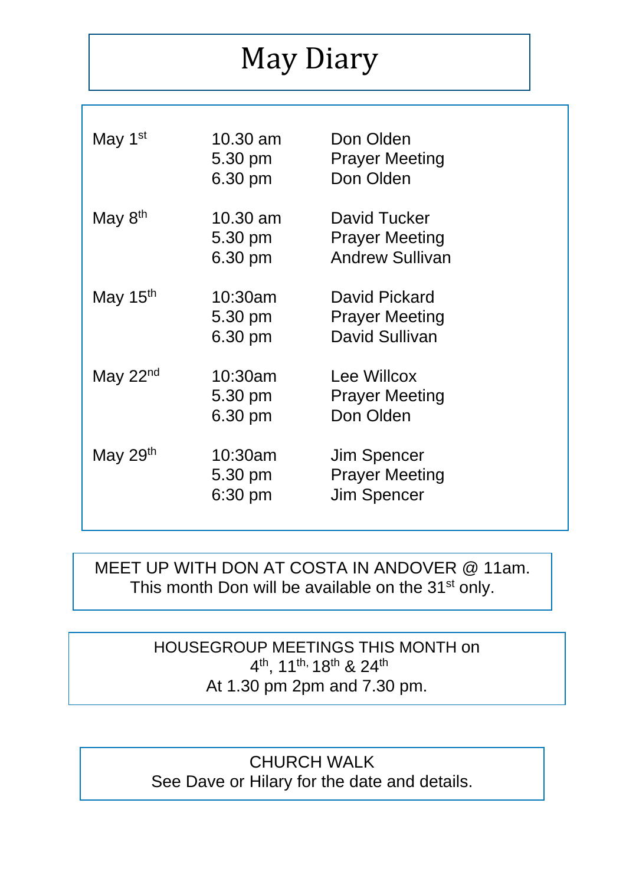# May Diary

| | | |
|---|---|---|
| May 1st | 10.30 am | Don Olden |
| | 5.30 pm | Prayer Meeting |
| | 6.30 pm | Don Olden |
| May 8th | 10.30 am | David Tucker |
| | 5.30 pm | Prayer Meeting |
| | 6.30 pm | Andrew Sullivan |
| May 15th | 10:30am | David Pickard |
| | 5.30 pm | Prayer Meeting |
| | 6.30 pm | David Sullivan |
| May 22nd | 10:30am | Lee Willcox |
| | 5.30 pm | Prayer Meeting |
| | 6.30 pm | Don Olden |
| May 29th | 10:30am | Jim Spencer |
| | 5.30 pm | Prayer Meeting |
| | 6:30 pm | Jim Spencer |

MEET UP WITH DON AT COSTA IN ANDOVER @ 11am.
This month Don will be available on the 31st only.

HOUSEGROUP MEETINGS THIS MONTH on
4th, 11th, 18th & 24th
At 1.30 pm 2pm and 7.30 pm.

CHURCH WALK
See Dave or Hilary for the date and details.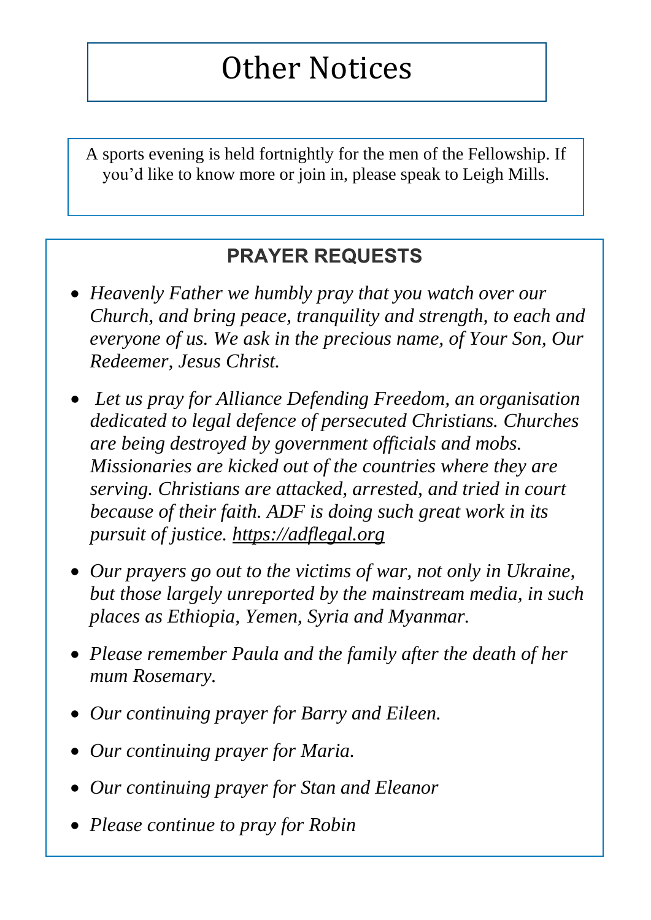# Other Notices

A sports evening is held fortnightly for the men of the Fellowship. If you'd like to know more or join in, please speak to Leigh Mills.

## PRAYER REQUESTS

- *Heavenly Father we humbly pray that you watch over our Church, and bring peace, tranquility and strength, to each and everyone of us. We ask in the precious name, of Your Son, Our Redeemer, Jesus Christ.*
- *Let us pray for Alliance Defending Freedom, an organisation dedicated to legal defence of persecuted Christians. Churches are being destroyed by government officials and mobs. Missionaries are kicked out of the countries where they are serving. Christians are attacked, arrested, and tried in court because of their faith. ADF is doing such great work in its pursuit of justice. https://adflegal.org*
- *Our prayers go out to the victims of war, not only in Ukraine, but those largely unreported by the mainstream media, in such places as Ethiopia, Yemen, Syria and Myanmar.*
- *Please remember Paula and the family after the death of her mum Rosemary.*
- *Our continuing prayer for Barry and Eileen.*
- *Our continuing prayer for Maria.*
- *Our continuing prayer for Stan and Eleanor*
- *Please continue to pray for Robin*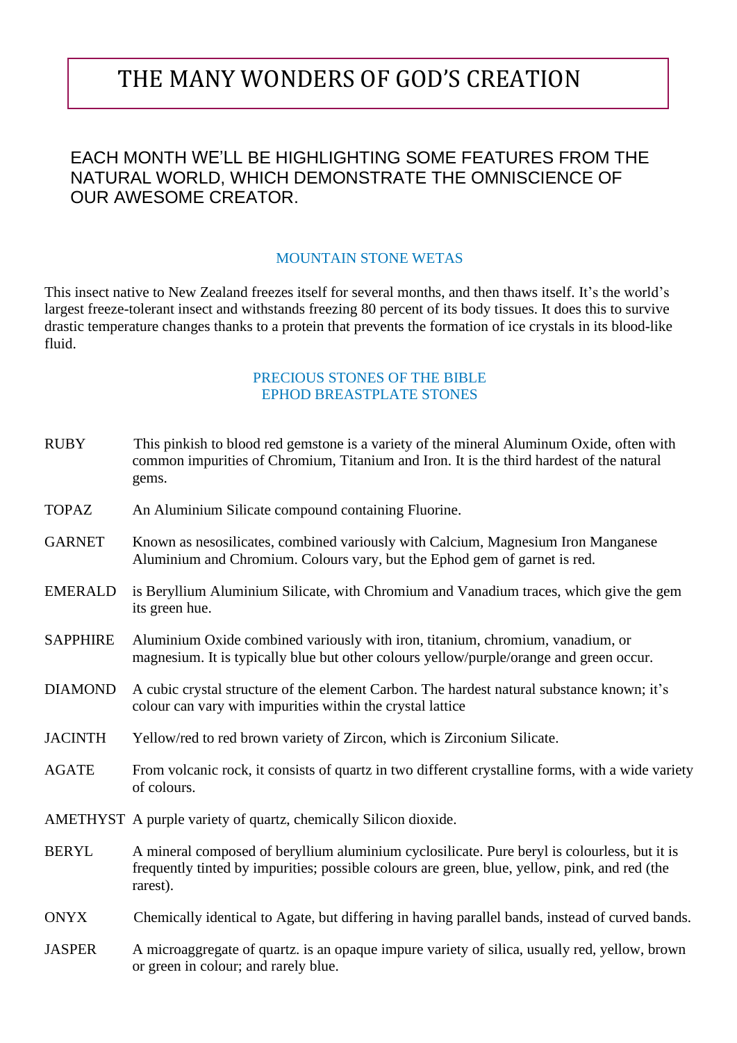# THE MANY WONDERS OF GOD'S CREATION

## EACH MONTH WE'LL BE HIGHLIGHTING SOME FEATURES FROM THE NATURAL WORLD, WHICH DEMONSTRATE THE OMNISCIENCE OF OUR AWESOME CREATOR.

### MOUNTAIN STONE WETAS

This insect native to New Zealand freezes itself for several months, and then thaws itself. It's the world's largest freeze-tolerant insect and withstands freezing 80 percent of its body tissues. It does this to survive drastic temperature changes thanks to a protein that prevents the formation of ice crystals in its blood-like fluid.

### PRECIOUS STONES OF THE BIBLE
### EPHOD BREASTPLATE STONES

| | |
|---|---|
| RUBY | This pinkish to blood red gemstone is a variety of the mineral Aluminum Oxide, often with common impurities of Chromium, Titanium and Iron. It is the third hardest of the natural gems. |
| TOPAZ | An Aluminium Silicate compound containing Fluorine. |
| GARNET | Known as nesosilicates, combined variously with Calcium, Magnesium Iron Manganese Aluminium and Chromium. Colours vary, but the Ephod gem of garnet is red. |
| EMERALD | is Beryllium Aluminium Silicate, with Chromium and Vanadium traces, which give the gem its green hue. |
| SAPPHIRE | Aluminium Oxide combined variously with iron, titanium, chromium, vanadium, or magnesium. It is typically blue but other colours yellow/purple/orange and green occur. |
| DIAMOND | A cubic crystal structure of the element Carbon. The hardest natural substance known; it's colour can vary with impurities within the crystal lattice |
| JACINTH | Yellow/red to red brown variety of Zircon, which is Zirconium Silicate. |
| AGATE | From volcanic rock, it consists of quartz in two different crystalline forms, with a wide variety of colours. |
| AMETHYST | A purple variety of quartz, chemically Silicon dioxide. |
| BERYL | A mineral composed of beryllium aluminium cyclosilicate. Pure beryl is colourless, but it is frequently tinted by impurities; possible colours are green, blue, yellow, pink, and red (the rarest). |
| ONYX | Chemically identical to Agate, but differing in having parallel bands, instead of curved bands. |
| JASPER | A microaggregate of quartz. is an opaque impure variety of silica, usually red, yellow, brown or green in colour; and rarely blue. |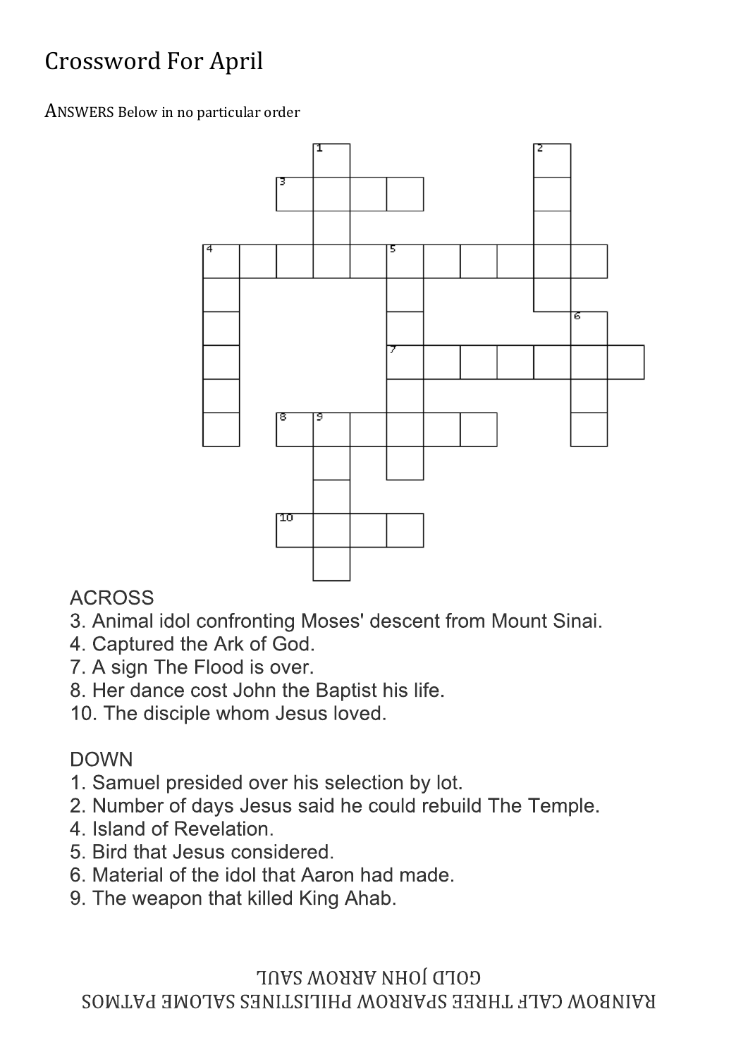# Crossword For April

ANSWERS Below in no particular order

ACROSS

3. Animal idol confronting Moses' descent from Mount Sinai.
4. Captured the Ark of God.
7. A sign The Flood is over.
8. Her dance cost John the Baptist his life.
10. The disciple whom Jesus loved.

DOWN

1. Samuel presided over his selection by lot.
2. Number of days Jesus said he could rebuild The Temple.
4. Island of Revelation.
5. Bird that Jesus considered.
6. Material of the idol that Aaron had made.
9. The weapon that killed King Ahab.

RAINBOW CALF THREE SPARROW PHILISTINES SALOME PATMOS
GOLD JOHN ARROW SAUL